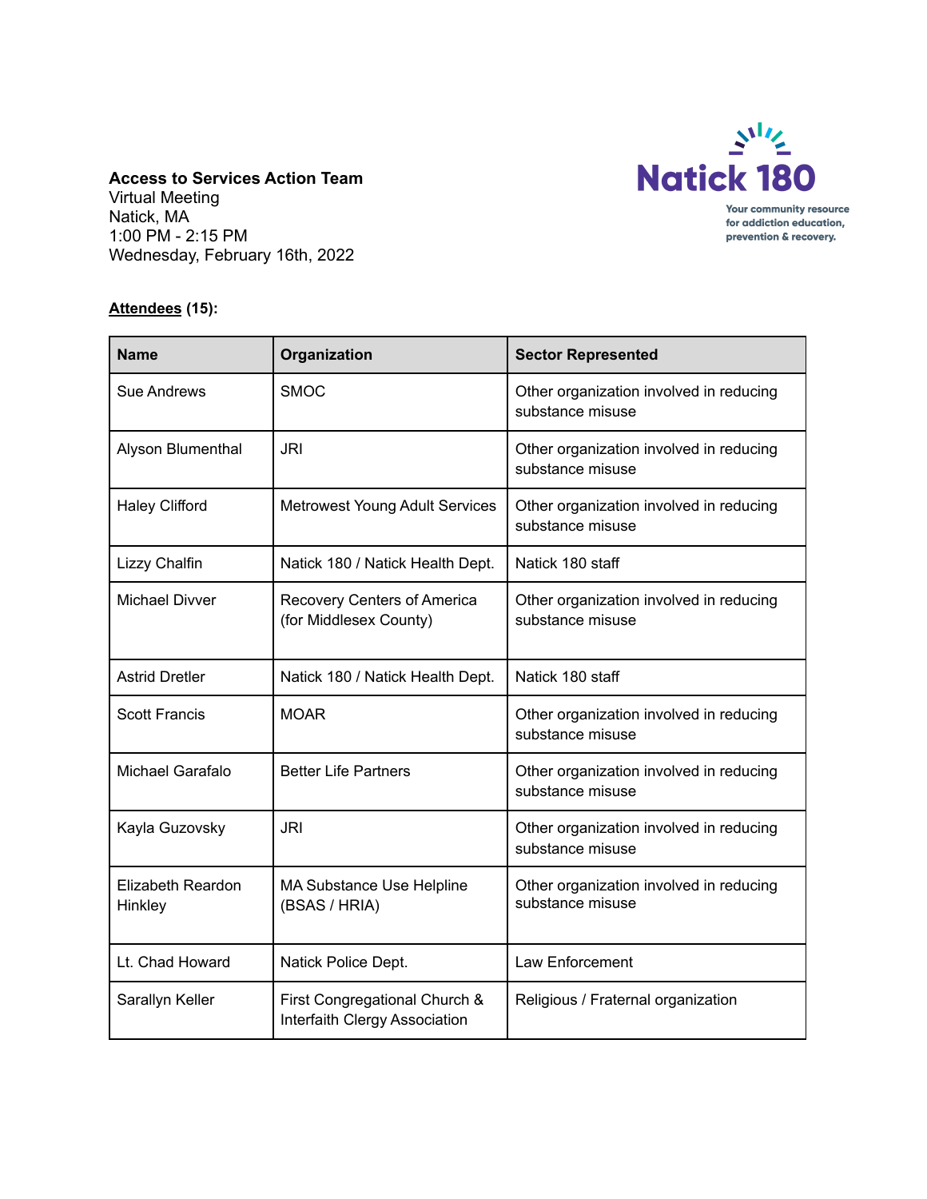**Access to Services Action Team**
Virtual Meeting
Natick, MA
1:00 PM - 2:15 PM
Wednesday, February 16th, 2022

Natick 180
Your community resource for addiction education, prevention & recovery.

**Attendees (15):**

| Name | Organization | Sector Represented |
|---|---|---|
| Sue Andrews | SMOC | Other organization involved in reducing substance misuse |
| Alyson Blumenthal | JRI | Other organization involved in reducing substance misuse |
| Haley Clifford | Metrowest Young Adult Services | Other organization involved in reducing substance misuse |
| Lizzy Chalfin | Natick 180 / Natick Health Dept. | Natick 180 staff |
| Michael Divver | Recovery Centers of America (for Middlesex County) | Other organization involved in reducing substance misuse |
| Astrid Dretler | Natick 180 / Natick Health Dept. | Natick 180 staff |
| Scott Francis | MOAR | Other organization involved in reducing substance misuse |
| Michael Garafalo | Better Life Partners | Other organization involved in reducing substance misuse |
| Kayla Guzovsky | JRI | Other organization involved in reducing substance misuse |
| Elizabeth Reardon Hinkley | MA Substance Use Helpline (BSAS / HRIA) | Other organization involved in reducing substance misuse |
| Lt. Chad Howard | Natick Police Dept. | Law Enforcement |
| Sarallyn Keller | First Congregational Church & Interfaith Clergy Association | Religious / Fraternal organization |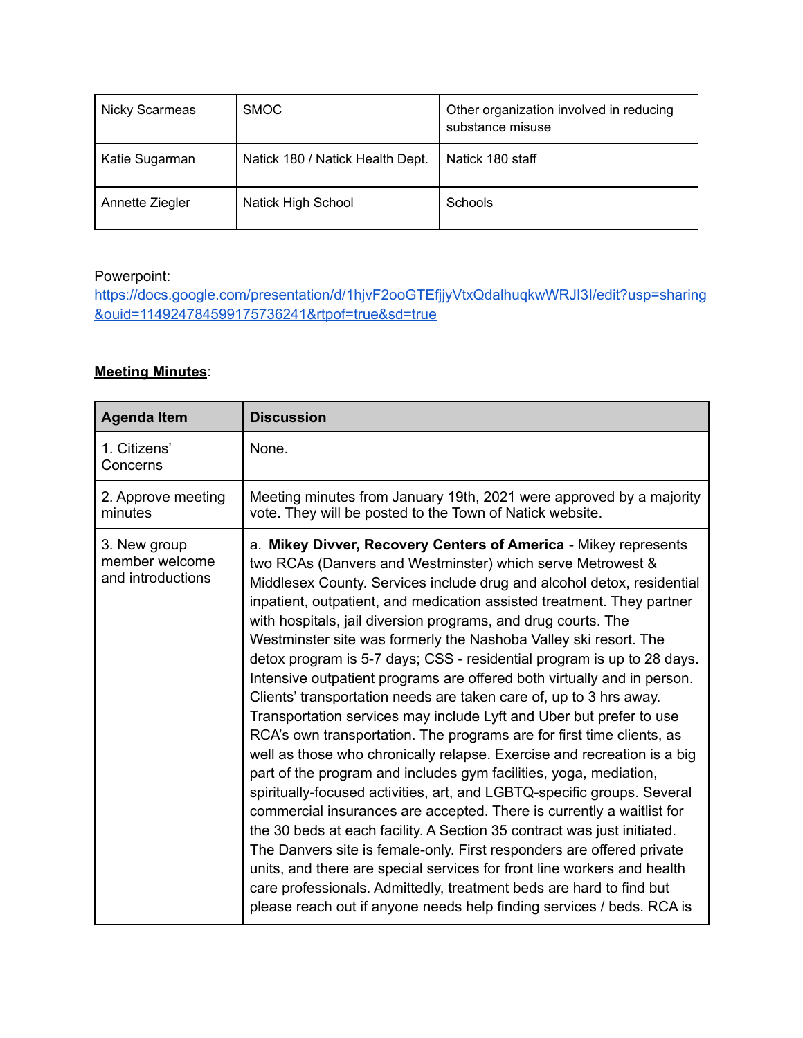| | | |
|---|---|---|
| Nicky Scarmeas | SMOC | Other organization involved in reducing substance misuse |
| Katie Sugarman | Natick 180 / Natick Health Dept. | Natick 180 staff |
| Annette Ziegler | Natick High School | Schools |

Powerpoint:
https://docs.google.com/presentation/d/1hjvF2ooGTEfjjyVtxQdalhuqkwWRJI3I/edit?usp=sharing&ouid=114924784599175736241&rtpof=true&sd=true

**Meeting Minutes**:

| Agenda Item | Discussion |
|---|---|
| 1. Citizens' Concerns | None. |
| 2. Approve meeting minutes | Meeting minutes from January 19th, 2021 were approved by a majority vote. They will be posted to the Town of Natick website. |
| 3. New group member welcome and introductions | a. **Mikey Divver, Recovery Centers of America** - Mikey represents two RCAs (Danvers and Westminster) which serve Metrowest & Middlesex County. Services include drug and alcohol detox, residential inpatient, outpatient, and medication assisted treatment. They partner with hospitals, jail diversion programs, and drug courts. The Westminster site was formerly the Nashoba Valley ski resort. The detox program is 5-7 days; CSS - residential program is up to 28 days. Intensive outpatient programs are offered both virtually and in person. Clients' transportation needs are taken care of, up to 3 hrs away. Transportation services may include Lyft and Uber but prefer to use RCA's own transportation. The programs are for first time clients, as well as those who chronically relapse. Exercise and recreation is a big part of the program and includes gym facilities, yoga, mediation, spiritually-focused activities, art, and LGBTQ-specific groups. Several commercial insurances are accepted. There is currently a waitlist for the 30 beds at each facility. A Section 35 contract was just initiated. The Danvers site is female-only. First responders are offered private units, and there are special services for front line workers and health care professionals. Admittedly, treatment beds are hard to find but please reach out if anyone needs help finding services / beds. RCA is |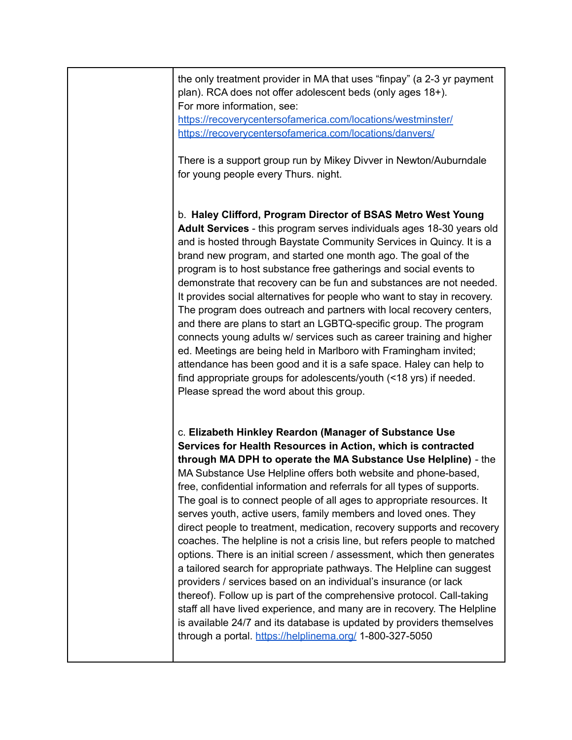| | |
|---|---|
| | the only treatment provider in MA that uses "finpay" (a 2-3 yr payment plan). RCA does not offer adolescent beds (only ages 18+).<br>For more information, see:<br>https://recoverycentersofamerica.com/locations/westminster/<br>https://recoverycentersofamerica.com/locations/danvers/<br><br>There is a support group run by Mikey Divver in Newton/Auburndale for young people every Thurs. night.<br><br>b. **Haley Clifford, Program Director of BSAS Metro West Young Adult Services** - this program serves individuals ages 18-30 years old and is hosted through Baystate Community Services in Quincy. It is a brand new program, and started one month ago. The goal of the program is to host substance free gatherings and social events to demonstrate that recovery can be fun and substances are not needed. It provides social alternatives for people who want to stay in recovery. The program does outreach and partners with local recovery centers, and there are plans to start an LGBTQ-specific group. The program connects young adults w/ services such as career training and higher ed. Meetings are being held in Marlboro with Framingham invited; attendance has been good and it is a safe space. Haley can help to find appropriate groups for adolescents/youth (<18 yrs) if needed. Please spread the word about this group.<br><br>c. **Elizabeth Hinkley Reardon (Manager of Substance Use Services for Health Resources in Action, which is contracted through MA DPH to operate the MA Substance Use Helpline)** - the MA Substance Use Helpline offers both website and phone-based, free, confidential information and referrals for all types of supports. The goal is to connect people of all ages to appropriate resources. It serves youth, active users, family members and loved ones. They direct people to treatment, medication, recovery supports and recovery coaches. The helpline is not a crisis line, but refers people to matched options. There is an initial screen / assessment, which then generates a tailored search for appropriate pathways. The Helpline can suggest providers / services based on an individual's insurance (or lack thereof). Follow up is part of the comprehensive protocol. Call-taking staff all have lived experience, and many are in recovery. The Helpline is available 24/7 and its database is updated by providers themselves through a portal. https://helplinema.org/ 1-800-327-5050 |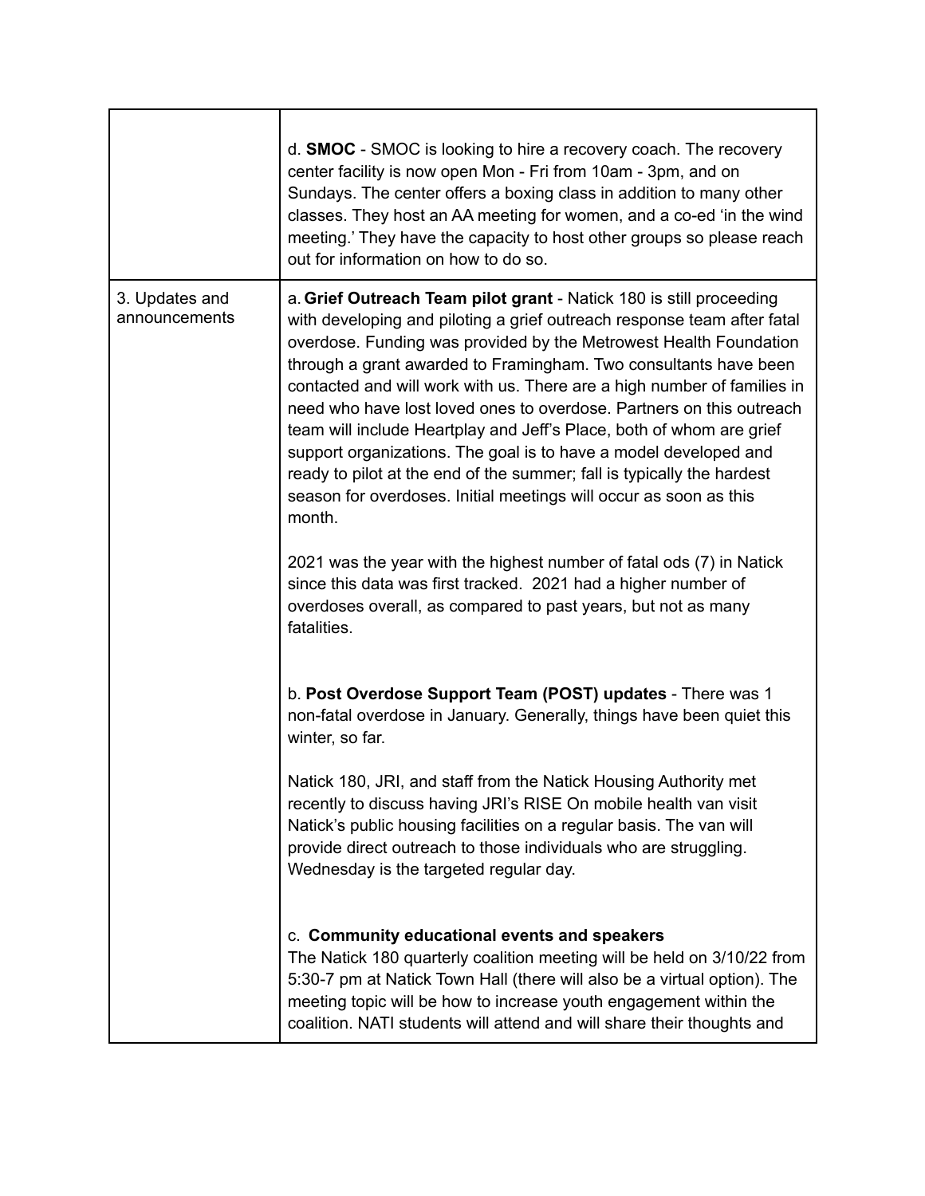| | |
|---|---|
| | d. **SMOC** - SMOC is looking to hire a recovery coach. The recovery center facility is now open Mon - Fri from 10am - 3pm, and on Sundays. The center offers a boxing class in addition to many other classes. They host an AA meeting for women, and a co-ed 'in the wind meeting.' They have the capacity to host other groups so please reach out for information on how to do so. |
| 3. Updates and announcements | a. **Grief Outreach Team pilot grant** - Natick 180 is still proceeding with developing and piloting a grief outreach response team after fatal overdose. Funding was provided by the Metrowest Health Foundation through a grant awarded to Framingham. Two consultants have been contacted and will work with us. There are a high number of families in need who have lost loved ones to overdose. Partners on this outreach team will include Heartplay and Jeff's Place, both of whom are grief support organizations. The goal is to have a model developed and ready to pilot at the end of the summer; fall is typically the hardest season for overdoses. Initial meetings will occur as soon as this month.<br><br>2021 was the year with the highest number of fatal ods (7) in Natick since this data was first tracked. 2021 had a higher number of overdoses overall, as compared to past years, but not as many fatalities.<br><br>b. **Post Overdose Support Team (POST) updates** - There was 1 non-fatal overdose in January. Generally, things have been quiet this winter, so far.<br><br>Natick 180, JRI, and staff from the Natick Housing Authority met recently to discuss having JRI's RISE On mobile health van visit Natick's public housing facilities on a regular basis. The van will provide direct outreach to those individuals who are struggling. Wednesday is the targeted regular day.<br><br>c. **Community educational events and speakers**<br>The Natick 180 quarterly coalition meeting will be held on 3/10/22 from 5:30-7 pm at Natick Town Hall (there will also be a virtual option). The meeting topic will be how to increase youth engagement within the coalition. NATI students will attend and will share their thoughts and |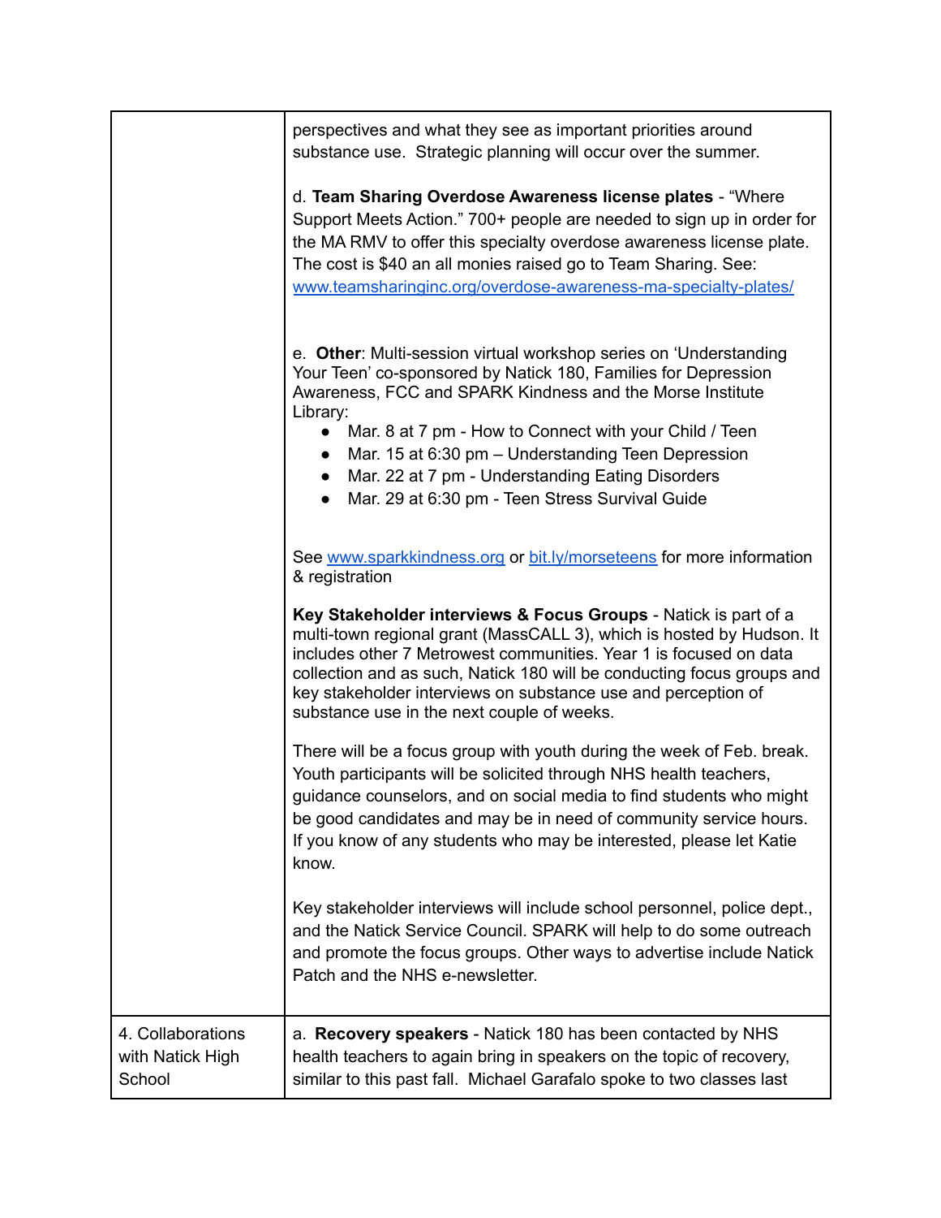| | |
|---|---|
| | perspectives and what they see as important priorities around substance use. Strategic planning will occur over the summer.<br><br>d. **Team Sharing Overdose Awareness license plates** - "Where Support Meets Action." 700+ people are needed to sign up in order for the MA RMV to offer this specialty overdose awareness license plate. The cost is $40 an all monies raised go to Team Sharing. See: www.teamsharinginc.org/overdose-awareness-ma-specialty-plates/<br><br>e. **Other**: Multi-session virtual workshop series on 'Understanding Your Teen' co-sponsored by Natick 180, Families for Depression Awareness, FCC and SPARK Kindness and the Morse Institute Library:<br>• Mar. 8 at 7 pm - How to Connect with your Child / Teen<br>• Mar. 15 at 6:30 pm – Understanding Teen Depression<br>• Mar. 22 at 7 pm - Understanding Eating Disorders<br>• Mar. 29 at 6:30 pm - Teen Stress Survival Guide<br><br>See www.sparkkindness.org or bit.ly/morseteens for more information & registration<br><br>**Key Stakeholder interviews & Focus Groups** - Natick is part of a multi-town regional grant (MassCALL 3), which is hosted by Hudson. It includes other 7 Metrowest communities. Year 1 is focused on data collection and as such, Natick 180 will be conducting focus groups and key stakeholder interviews on substance use and perception of substance use in the next couple of weeks.<br><br>There will be a focus group with youth during the week of Feb. break. Youth participants will be solicited through NHS health teachers, guidance counselors, and on social media to find students who might be good candidates and may be in need of community service hours. If you know of any students who may be interested, please let Katie know.<br><br>Key stakeholder interviews will include school personnel, police dept., and the Natick Service Council. SPARK will help to do some outreach and promote the focus groups. Other ways to advertise include Natick Patch and the NHS e-newsletter. |
| 4. Collaborations with Natick High School | a. **Recovery speakers** - Natick 180 has been contacted by NHS health teachers to again bring in speakers on the topic of recovery, similar to this past fall. Michael Garafalo spoke to two classes last |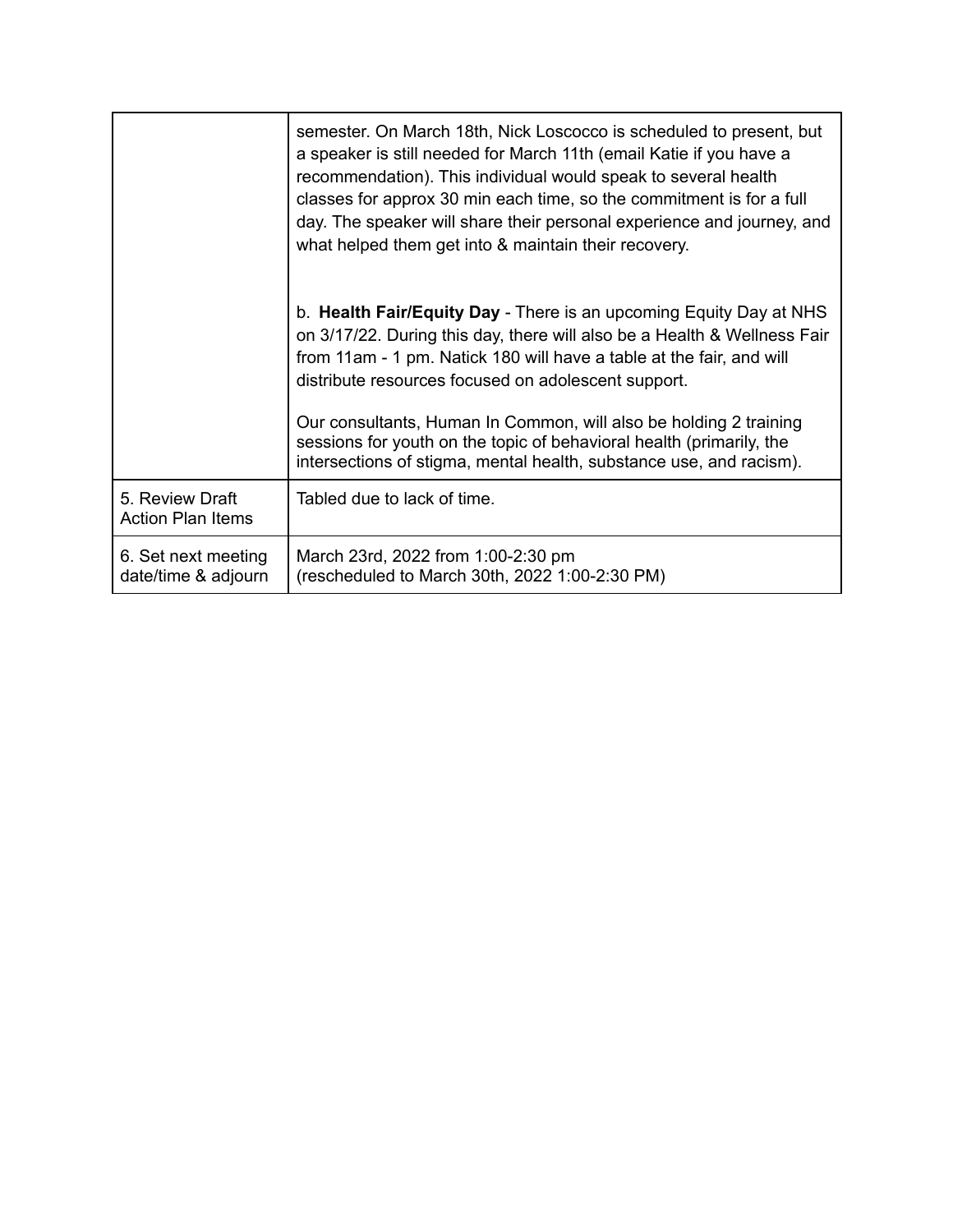| | |
|---|---|
| | semester. On March 18th, Nick Loscocco is scheduled to present, but a speaker is still needed for March 11th (email Katie if you have a recommendation). This individual would speak to several health classes for approx 30 min each time, so the commitment is for a full day. The speaker will share their personal experience and journey, and what helped them get into & maintain their recovery.<br><br>b. **Health Fair/Equity Day** - There is an upcoming Equity Day at NHS on 3/17/22. During this day, there will also be a Health & Wellness Fair from 11am - 1 pm. Natick 180 will have a table at the fair, and will distribute resources focused on adolescent support.<br><br>Our consultants, Human In Common, will also be holding 2 training sessions for youth on the topic of behavioral health (primarily, the intersections of stigma, mental health, substance use, and racism). |
| 5. Review Draft Action Plan Items | Tabled due to lack of time. |
| 6. Set next meeting date/time & adjourn | March 23rd, 2022 from 1:00-2:30 pm<br>(rescheduled to March 30th, 2022 1:00-2:30 PM) |